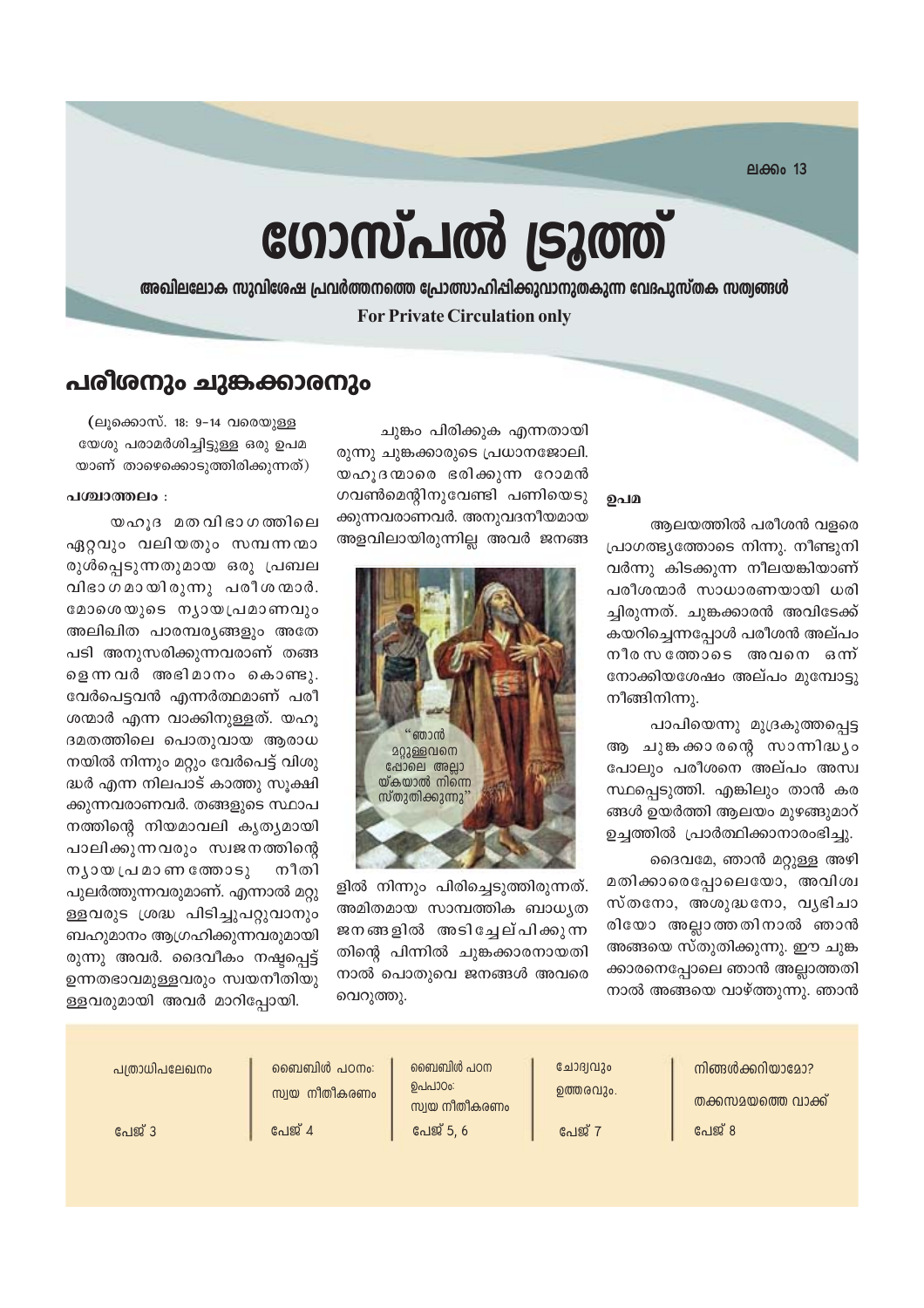ലക്കം 13

# ഗോസ്പൽ ട്രൂത്ത്

**അഖിലലോക സുവിശേഷ പ്രവർത്തനത്തെ പ്രോത്സാഹിപ്പിക്കുവാനുതകുന്ന വേദപുസ്തക സത്യങ്ങൾ**

**For Private Circulation only**

## പരീശനും ചുങ്കക്കാരനും

(ലൂക്കൊസ്. 18: 9–14 വരെയുള്ള യേശു പരാമർശിച്ചിട്ടുള്ള ഒരു ഉപമ യാണ് താഴെക്കൊടുത്തിരിക്കുന്നത്)

**പശ്ചാത്തലം :**

യഹൂദ മതവിഭാഗത്തിലെ ഏറ്റവും വലിയതും സമ്പന്നന്മാരുൾപ്പെടുന്നതുമായ ഒരു പ്രബല വിഭാഗമായിരുന്നു പരീശന്മാർ. മോശെയുടെ ന്യായപ്രമാണവും അലിഖിത പാരമ്പര്യങ്ങളും അതേപടി അനുസരിക്കുന്നവരാണ് തങ്ങളെന്നവർ അഭിമാനം കൊണ്ടു. വേർപെട്ടവൻ എന്നർത്ഥമാണ് പരീശന്മാർ എന്ന വാക്കിനുള്ളത്. യഹൂദമതത്തിലെ പൊതുവായ ആരാധനയിൽ നിന്നും മറ്റും വേർപെട്ട് വിശുദ്ധർ എന്ന നിലപാട് കാത്തു സൂക്ഷിക്കുന്നവരാണവർ. തങ്ങളുടെ സ്ഥാപനത്തിന്റെ നിയമാവലി കൃത്യമായി പാലിക്കുന്നവരും സ്വജനത്തിന്റെ ന്യായപ്രമാണത്തോടു നീതി പുലർത്തുന്നവരുമാണ്. എന്നാൽ മറ്റുള്ളവരുടെ ശ്രദ്ധ പിടിച്ചുപറ്റുവാനും ബഹുമാനം ആഗ്രഹിക്കുന്നവരുമായിരുന്നു അവർ. ദൈവീകം നഷ്ടപ്പെട്ട് ഉന്നതഭാവമുള്ളവരും സ്വയനീതിയുള്ളവരുമായി അവർ മാറിപ്പോയി.

ചുങ്കം പിരിക്കുക എന്നതായിരുന്നു ചുങ്കക്കാരുടെ പ്രധാനജോലി. യഹൂദന്മാരെ ഭരിക്കുന്ന റോമൻ ഗവൺമെന്റിനുവേണ്ടി പണിയെടുക്കുന്നവരാണവർ. അനുവദനീയമായ അളവിലായിരുന്നില്ല അവർ ജനങ്ങളിൽ നിന്നും പിരിച്ചെടുത്തിരുന്നത്. അമിതമായ സാമ്പത്തിക ബാധ്യത ജനങ്ങളിൽ അടിച്ചേല്പിക്കുന്നതിന്റെ പിന്നിൽ ചുങ്കക്കാരനായതിനാൽ പൊതുവെ ജനങ്ങൾ അവരെ വെറുത്തു.

"ഞാൻ മറ്റുള്ളവനെ പ്പോലെ അല്ലാ യ്കയാൽ നിന്നെ സ്തുതിക്കുന്നു"

**ഉപമ**

ആലയത്തിൽ പരീശൻ വളരെ പ്രാഗത്ഭ്യത്തോടെ നിന്നു. നീണ്ടുനിവർന്നു കിടക്കുന്ന നീലയങ്കിയാണ് പരീശന്മാർ സാധാരണയായി ധരിച്ചിരുന്നത്. ചുങ്കക്കാരൻ അവിടേക്ക് കയറിച്ചെന്നപ്പോൾ പരീശൻ അല്പം നീരസത്തോടെ അവനെ ഒന്ന് നോക്കിയശേഷം അല്പം മുമ്പോട്ടു നീങ്ങിനിന്നു.

പാപിയെന്നു മുദ്രകുത്തപ്പെട്ട ആ ചുങ്കക്കാരന്റെ സാന്നിദ്ധ്യം പോലും പരീശനെ അല്പം അസ്വസ്ഥപ്പെടുത്തി. എങ്കിലും താൻ കരങ്ങൾ ഉയർത്തി ആലയം മുഴങ്ങുമാറ് ഉച്ചത്തിൽ പ്രാർത്ഥിക്കാനാരംഭിച്ചു.

ദൈവമേ, ഞാൻ മറ്റുള്ള അഴിമതിക്കാരെപ്പോലെയോ, അവിശ്വസ്തനോ, അശുദ്ധനോ, വ്യഭിചാരിയോ അല്ലാത്തതിനാൽ ഞാൻ അങ്ങയെ സ്തുതിക്കുന്നു. ഈ ചുങ്കക്കാരനെപ്പോലെ ഞാൻ അല്ലാത്തതിനാൽ അങ്ങയെ വാഴ്ത്തുന്നു. ഞാൻ

| പത്രാധിപലേഖനം | ബൈബിൾ പഠനം: സ്വയ നീതീകരണം | ബൈബിൾ പഠന ഉപപാഠം: സ്വയ നീതീകരണം | ചോദ്യവും ഉത്തരവും. | നിങ്ങൾക്കറിയാമോ? തക്കസമയത്തെ വാക്ക് |
|---|---|---|---|---|
| പേജ് 3 | പേജ് 4 | പേജ് 5, 6 | പേജ് 7 | പേജ് 8 |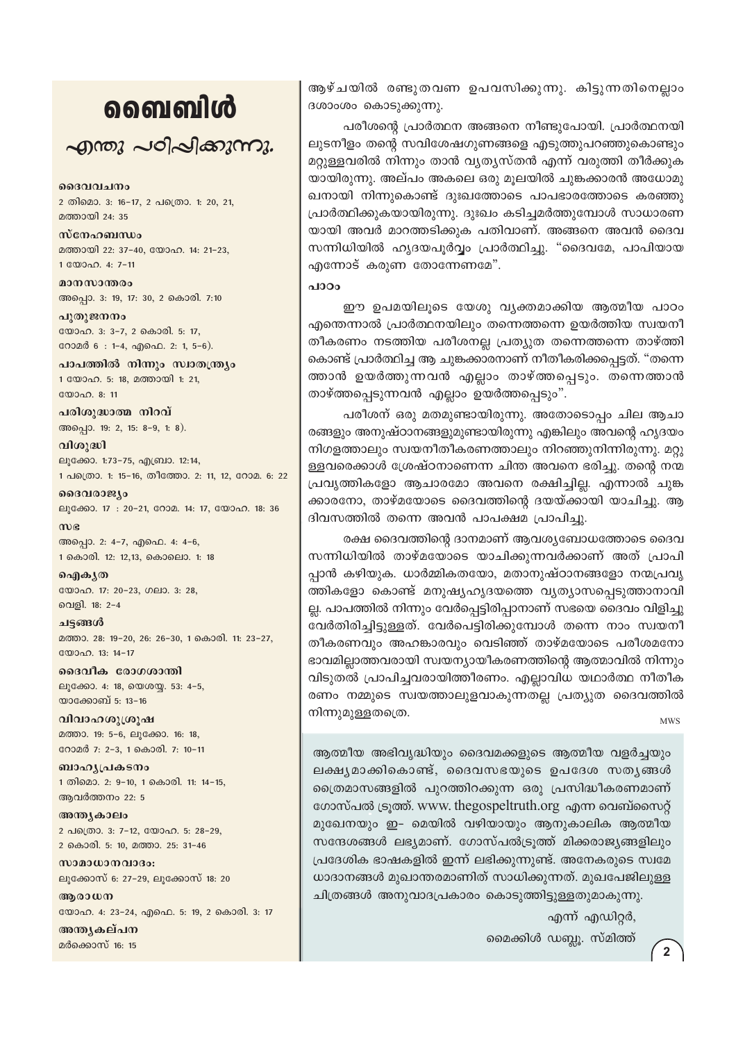# ബൈബിൾ

## എന്തു പഠിപ്പിക്കുന്നു.

**ദൈവവചനം**
2 തിമൊ. 3: 16–17, 2 പത്രൊ. 1: 20, 21, മത്തായി 24: 35

**സ്നേഹബന്ധം**
മത്തായി 22: 37–40, യോഹ. 14: 21–23, 1 യോഹ. 4: 7–11

**മാനസാന്തരം**
അപ്പൊ. 3: 19, 17: 30, 2 കൊരി. 7:10

**പുതുജനനം**
യോഹ. 3: 3–7, 2 കൊരി. 5: 17, റോമർ 6 : 1–4, എഫെ. 2: 1, 5–6).

**പാപത്തിൽ നിന്നും സ്വാതന്ത്ര്യം**
1 യോഹ. 5: 18, മത്തായി 1: 21, യോഹ. 8: 11

**പരിശുദ്ധാത്മ നിറവ്**
അപ്പൊ. 19: 2, 15: 8–9, 1: 8).

**വിശുദ്ധി**
ലൂക്കോ. 1:73–75, എബ്രാ. 12:14, 1 പത്രൊ. 1: 15–16, തീത്തോ. 2: 11, 12, റോമ. 6: 22

**ദൈവരാജ്യം**
ലൂക്കോ. 17 : 20–21, റോമ. 14: 17, യോഹ. 18: 36

**സഭ**
അപ്പൊ. 2: 4–7, എഫെ. 4: 4–6, 1 കൊരി. 12: 12,13, കൊലൊ. 1: 18

**ഐകൃത**
യോഹ. 17: 20–23, ഗലാ. 3: 28, വെളി. 18: 2–4

**ചട്ടങ്ങൾ**
മത്താ. 28: 19–20, 26: 26–30, 1 കൊരി. 11: 23–27, യോഹ. 13: 14–17

**ദൈവീക രോഗശാന്തി**
ലൂക്കോ. 4: 18, യെശയ്യ. 53: 4–5, യാക്കോബ് 5: 13–16

**വിവാഹശുശ്രൂഷ**
മത്താ. 19: 5–6, ലൂക്കോ. 16: 18, റോമർ 7: 2–3, 1 കൊരി. 7: 10–11

**ബാഹ്യപ്രകടനം**
1 തിമൊ. 2: 9–10, 1 കൊരി. 11: 14–15, ആവർത്തനം 22: 5

**അന്ത്യകാലം**
2 പത്രൊ. 3: 7–12, യോഹ. 5: 28–29, 2 കൊരി. 5: 10, മത്താ. 25: 31–46

**സാമാധാനവാദം:**
ലൂക്കോസ് 6: 27–29, ലൂക്കോസ് 18: 20

**ആരാധന**
യോഹ. 4: 23–24, എഫെ. 5: 19, 2 കൊരി. 3: 17

**അന്ത്യകല്പന**
മർക്കൊസ് 16: 15

---

ആഴ്ചയിൽ രണ്ടുതവണ ഉപവസിക്കുന്നു. കിട്ടുന്നതിനെല്ലാം ദശാംശം കൊടുക്കുന്നു.

പരീശന്റെ പ്രാർത്ഥന അങ്ങനെ നീണ്ടുപോയി. പ്രാർത്ഥനയിലുടനീളം തന്റെ സവിശേഷഗുണങ്ങളെ എടുത്തുപറഞ്ഞുകൊണ്ടും മറ്റുള്ളവരിൽ നിന്നും താൻ വ്യത്യസ്തൻ എന്ന് വരുത്തി തീർക്കുകയായിരുന്നു. അല്പം അകലെ ഒരു മൂലയിൽ ചുങ്കക്കാരൻ അധോമുഖനായി നിന്നുകൊണ്ട് ദുഃഖത്തോടെ പാപഭാരത്തോടെ കരഞ്ഞു പ്രാർത്ഥിക്കുകയായിരുന്നു. ദുഃഖം കടിച്ചമർത്തുമ്പോൾ സാധാരണയായി അവർ മാറത്തടിക്കുക പതിവാണ്. അങ്ങനെ അവൻ ദൈവസന്നിധിയിൽ ഹൃദയപൂർവ്വം പ്രാർത്ഥിച്ചു. "ദൈവമേ, പാപിയായ എന്നോട് കരുണ തോന്നേണമേ".

**പാഠം**

ഈ ഉപമയിലൂടെ യേശു വ്യക്തമാക്കിയ ആത്മീയ പാഠം എന്തെന്നാൽ പ്രാർത്ഥനയിലും തന്നെത്തന്നെ ഉയർത്തിയ സ്വയനീതീകരണം നടത്തിയ പരീശനല്ല പ്രത്യുത തന്നെത്തന്നെ താഴ്ത്തികൊണ്ട് പ്രാർത്ഥിച്ച ആ ചുങ്കക്കാരനാണ് നീതീകരിക്കപ്പെട്ടത്. "തന്നെത്താൻ ഉയർത്തുന്നവൻ എല്ലാം താഴ്ത്തപ്പെടും. തന്നെത്താൻ താഴ്ത്തപ്പെടുന്നവൻ എല്ലാം ഉയർത്തപ്പെടും".

പരീശന് ഒരു മതമുണ്ടായിരുന്നു. അതോടൊപ്പം ചില ആചാരങ്ങളും അനുഷ്ഠാനങ്ങളുമുണ്ടായിരുന്നു എങ്കിലും അവന്റെ ഹൃദയം നിഗളത്താലും സ്വയനീതീകരണത്താലും നിറഞ്ഞുനിന്നിരുന്നു. മറ്റുള്ളവരെക്കാൾ ശ്രേഷ്ഠനാണെന്ന ചിന്ത അവനെ ഭരിച്ചു. തന്റെ നന്മ പ്രവൃത്തികളോ ആചാരമോ അവനെ രക്ഷിച്ചില്ല. എന്നാൽ ചുങ്കക്കാരനോ, താഴ്മയോടെ ദൈവത്തിന്റെ ദയയ്ക്കായി യാചിച്ചു. ആ ദിവസത്തിൽ തന്നെ അവൻ പാപക്ഷമ പ്രാപിച്ചു.

രക്ഷ ദൈവത്തിന്റെ ദാനമാണ് ആവശ്യബോധത്തോടെ ദൈവസന്നിധിയിൽ താഴ്മയോടെ യാചിക്കുന്നവർക്കാണ് അത് പ്രാപിപ്പാൻ കഴിയുക. ധാർമ്മികതയോ, മതാനുഷ്ഠാനങ്ങളോ നന്മപ്രവൃത്തികളോ കൊണ്ട് മനുഷ്യഹൃദയത്തെ വ്യത്യാസപ്പെടുത്താനാവില്ല. പാപത്തിൽ നിന്നും വേർപ്പെട്ടിരിപ്പാനാണ് സഭയെ ദൈവം വിളിച്ചു വേർതിരിച്ചിട്ടുള്ളത്. വേർപെട്ടിരിക്കുമ്പോൾ തന്നെ നാം സ്വയനീതീകരണവും അഹങ്കാരവും വെടിഞ്ഞ് താഴ്മയോടെ പരീശമനോഭാവമില്ലാത്തവരായി സ്വയന്യായീകരണത്തിന്റെ ആത്മാവിൽ നിന്നും വിടുതൽ പ്രാപിച്ചവരായിത്തീരണം. എല്ലാവിധ യഥാർത്ഥ നീതീകരണം നമ്മുടെ സ്വയത്താലുളവാകുന്നതല്ല പ്രത്യുത ദൈവത്തിൽ നിന്നുമുള്ളതത്രെ.

MWS

---

ആത്മീയ അഭിവൃദ്ധിയും ദൈവമക്കളുടെ ആത്മീയ വളർച്ചയും ലക്ഷ്യമാക്കികൊണ്ട്, ദൈവസഭയുടെ ഉപദേശ സത്യങ്ങൾ ത്രൈമാസങ്ങളിൽ പുറത്തിറക്കുന്ന ഒരു പ്രസിദ്ധീകരണമാണ് ഗോസ്പൽ ട്രൂത്ത്. www. thegospeltruth.org എന്ന വെബ്സൈറ്റ് മുഖേനയും ഇ- മെയിൽ വഴിയായും ആനുകാലിക ആത്മീയ സന്ദേശങ്ങൾ ലഭ്യമാണ്. ഗോസ്പൽട്രൂത്ത് മിക്കരാജ്യങ്ങളിലും പ്രാദേശിക ഭാഷകളിൽ ഇന്ന് ലഭിക്കുന്നുണ്ട്. അനേകരുടെ സ്വമേധാദാനങ്ങൾ മുഖാന്തരമാണിത് സാധിക്കുന്നത്. മുഖപേജിലുള്ള ചിത്രങ്ങൾ അനുവാദപ്രകാരം കൊടുത്തിട്ടുള്ളതുമാകുന്നു.

എന്ന് എഡിറ്റർ,

മൈക്കിൾ ഡബ്ല്യൂ. സ്മിത്ത്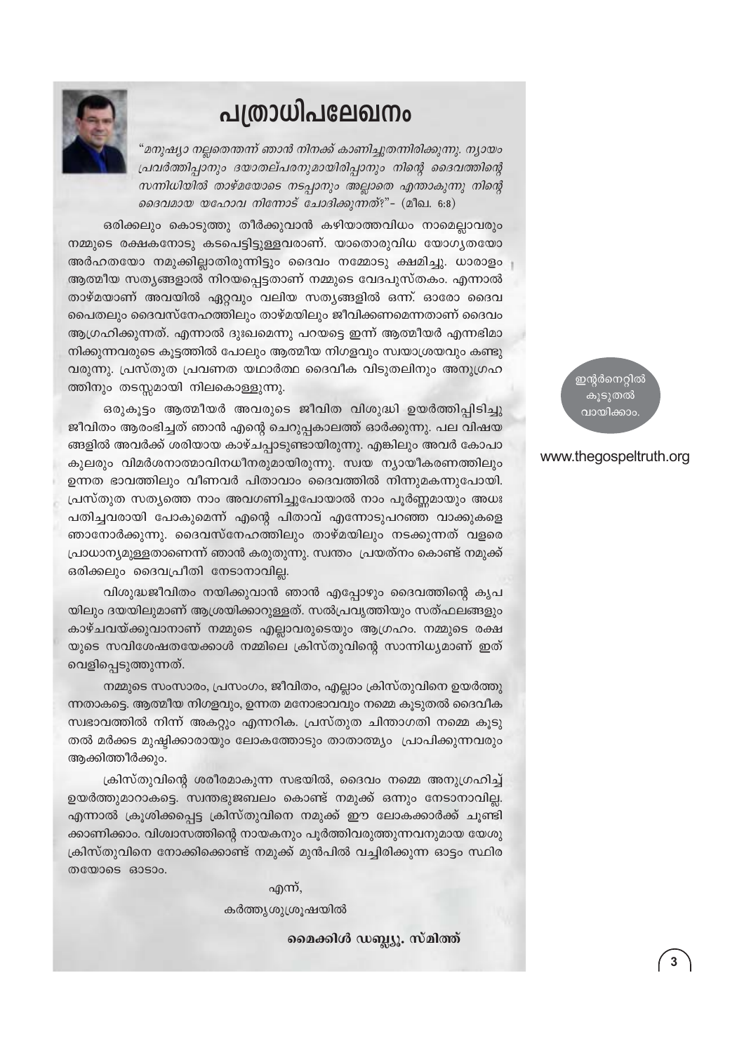# പത്രാധിപലേഖനം

*"മനുഷ്യാ നല്ലതെന്തെന്ന് ഞാൻ നിനക്ക് കാണിച്ചുതന്നിരിക്കുന്നു. ന്യായം പ്രവർത്തിപ്പാനും ദയാതല്പരനുമായിരിപ്പാനും നിന്റെ ദൈവത്തിന്റെ സന്നിധിയിൽ താഴ്മയോടെ നടപ്പാനും അല്ലാതെ എന്താകുന്നു നിന്റെ ദൈവമായ യഹോവ നിന്നോട് ചോദിക്കുന്നത്?"* - (മീഖ. 6:8)

ഒരിക്കലും കൊടുത്തു തീർക്കുവാൻ കഴിയാത്തവിധം നാമെല്ലാവരും നമ്മുടെ രക്ഷകനോടു കടപ്പെട്ടിട്ടുള്ളവരാണ്. യാതൊരുവിധ യോഗ്യതയോ അർഹതയോ നമുക്കില്ലാതിരുന്നിട്ടും ദൈവം നമ്മോടു ക്ഷമിച്ചു. ധാരാളം ആത്മീയ സത്യങ്ങളാൽ നിറയപ്പെട്ടതാണ് നമ്മുടെ വേദപുസ്തകം. എന്നാൽ താഴ്മയാണ് അവയിൽ ഏറ്റവും വലിയ സത്യങ്ങളിൽ ഒന്ന്. ഓരോ ദൈവ പൈതലും ദൈവസ്നേഹത്തിലും താഴ്മയിലും ജീവിക്കണമെന്നതാണ് ദൈവം ആഗ്രഹിക്കുന്നത്. എന്നാൽ ദുഃഖമെന്നു പറയട്ടെ ഇന്ന് ആത്മീയർ എന്നഭിമാനിക്കുന്നവരുടെ കൂട്ടത്തിൽ പോലും ആത്മീയ നിഗളവും സ്വയാശ്രയവും കണ്ടുവരുന്നു. പ്രസ്തുത പ്രവണത യഥാർത്ഥ ദൈവീക വിടുതലിനും അനുഗ്രഹത്തിനും തടസ്സമായി നിലകൊള്ളുന്നു.

ഒരുകൂട്ടം ആത്മീയർ അവരുടെ ജീവിത വിശുദ്ധി ഉയർത്തിപ്പിടിച്ചു ജീവിതം ആരംഭിച്ചത് ഞാൻ എന്റെ ചെറുപ്പകാലത്ത് ഓർക്കുന്നു. പല വിഷയങ്ങളിൽ അവർക്ക് ശരിയായ കാഴ്ചപ്പാടുണ്ടായിരുന്നു. എങ്കിലും അവർ കോപാകുലരും വിമർശനാത്മാവിനധീനരുമായിരുന്നു. സ്വയ ന്യായീകരണത്തിലും ഉന്നത ഭാവത്തിലും വീണവർ പിതാവാം ദൈവത്തിൽ നിന്നുമകന്നുപോയി. പ്രസ്തുത സത്യത്തെ നാം അവഗണിച്ചുപോയാൽ നാം പൂർണ്ണമായും അധഃപതിച്ചവരായി പോകുമെന്ന് എന്റെ പിതാവ് എന്നോടുപറഞ്ഞ വാക്കുകളെ ഞാനോർക്കുന്നു. ദൈവസ്നേഹത്തിലും താഴ്മയിലും നടക്കുന്നത് വളരെ പ്രാധാന്യമുള്ളതാണെന്ന് ഞാൻ കരുതുന്നു. സ്വന്തം പ്രയത്നം കൊണ്ട് നമുക്ക് ഒരിക്കലും ദൈവപ്രീതി നേടാനാവില്ല.

വിശുദ്ധജീവിതം നയിക്കുവാൻ ഞാൻ എപ്പോഴും ദൈവത്തിന്റെ കൃപയിലും ദയയിലുമാണ് ആശ്രയിക്കാറുള്ളത്. സൽപ്രവൃത്തിയും സത്ഫലങ്ങളും കാഴ്ചവയ്ക്കുവാനാണ് നമ്മുടെ എല്ലാവരുടെയും ആഗ്രഹം. നമ്മുടെ രക്ഷയുടെ സവിശേഷതയേക്കാൾ നമ്മിലെ ക്രിസ്തുവിന്റെ സാന്നിധ്യമാണ് ഇത് വെളിപ്പെടുത്തുന്നത്.

നമ്മുടെ സംസാരം, പ്രസംഗം, ജീവിതം, എല്ലാം ക്രിസ്തുവിനെ ഉയർത്തുന്നതാകട്ടെ. ആത്മീയ നിഗളവും, ഉന്നത മനോഭാവവും നമ്മെ കൂടുതൽ ദൈവീക സ്വഭാവത്തിൽ നിന്ന് അകറ്റും എന്നറിക. പ്രസ്തുത ചിന്താഗതി നമ്മെ കൂടുതൽ മർക്കട മുഷ്ടിക്കാരായും ലോകത്തോടും താതാത്മ്യം പ്രാപിക്കുന്നവരും ആക്കിത്തീർക്കും.

ക്രിസ്തുവിന്റെ ശരീരമാകുന്ന സഭയിൽ, ദൈവം നമ്മെ അനുഗ്രഹിച്ച് ഉയർത്തുമാറാകട്ടെ. സ്വന്തഭുജബലം കൊണ്ട് നമുക്ക് ഒന്നും നേടാനാവില്ല. എന്നാൽ ക്രൂശിക്കപ്പെട്ട ക്രിസ്തുവിനെ നമുക്ക് ഈ ലോകക്കാർക്ക് ചൂണ്ടിക്കാണിക്കാം. വിശ്വാസത്തിന്റെ നായകനും പൂർത്തിവരുത്തുന്നവനുമായ യേശുക്രിസ്തുവിനെ നോക്കിക്കൊണ്ട് നമുക്ക് മുൻപിൽ വച്ചിരിക്കുന്ന ഓട്ടം സ്ഥിരതയോടെ ഓടാം.

എന്ന്,

കർത്തൃശുശ്രൂഷയിൽ

**മൈക്കിൾ ഡബ്ല്യൂ. സ്മിത്ത്**

ഇന്റർനെറ്റിൽ കൂടുതൽ വായിക്കാം.

www.thegospeltruth.org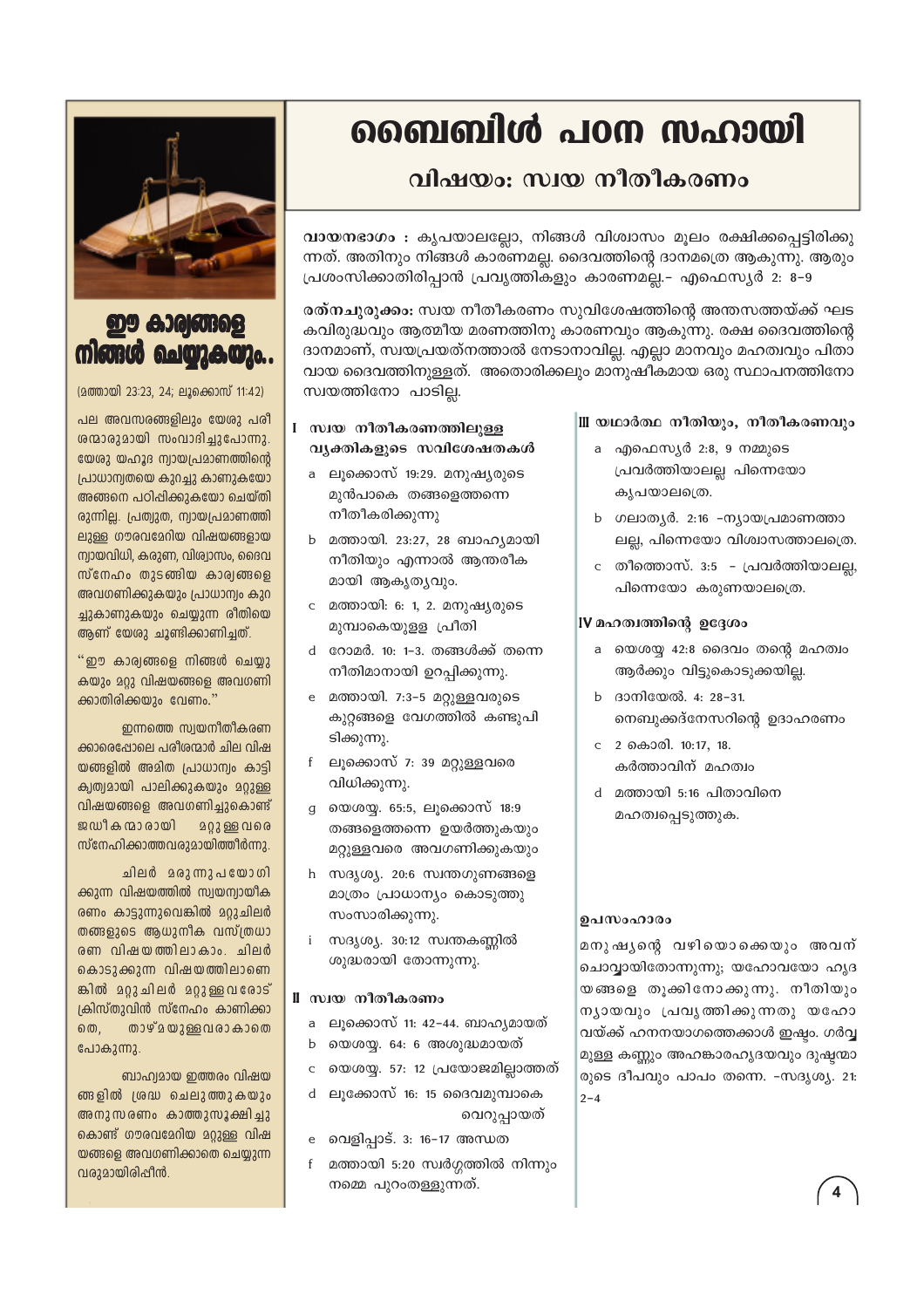# ബൈബിൾ പഠന സഹായി

## വിഷയം: സ്വയ നീതീകരണം

**വായനഭാഗം :** കൃപയാലല്ലോ, നിങ്ങൾ വിശ്വാസം മൂലം രക്ഷിക്കപ്പെട്ടിരിക്കുന്നത്. അതിനും നിങ്ങൾ കാരണമല്ല. ദൈവത്തിന്റെ ദാനമത്രെ ആകുന്നു. ആരും പ്രശംസിക്കാതിരിപ്പാൻ പ്രവൃത്തികളും കാരണമല്ല.- എഫെസ്യർ 2: 8-9

**രത്നചുരുക്കം:** സ്വയ നീതീകരണം സുവിശേഷത്തിന്റെ അന്തസത്തയ്ക്ക് ഘടകവിരുദ്ധവും ആത്മീയ മരണത്തിനു കാരണവും ആകുന്നു. രക്ഷ ദൈവത്തിന്റെ ദാനമാണ്, സ്വപ്രയത്നത്താൽ നേടാനാവില്ല. എല്ലാ മാനവും മഹത്വവും പിതാവായ ദൈവത്തിനുള്ളത്. അതൊരിക്കലും മാനുഷീകമായ ഒരു സ്ഥാപനത്തിനോ സ്വയത്തിനോ പാടില്ല.

### I സ്വയ നീതീകരണത്തിലുള്ള വ്യക്തികളുടെ സവിശേഷതകൾ

- a ലൂക്കൊസ് 19:29. മനുഷ്യരുടെ മുൻപാകെ തങ്ങളെത്തന്നെ നീതീകരിക്കുന്നു
- b മത്തായി. 23:27, 28 ബാഹ്യമായി നീതിയും എന്നാൽ ആന്തരീകമായി ആകൃത്യവും.
- c മത്തായി: 6: 1, 2. മനുഷ്യരുടെ മുമ്പാകെയുള്ള പ്രീതി
- d റോമർ. 10: 1-3. തങ്ങൾക്ക് തന്നെ നീതിമാനായി ഉറപ്പിക്കുന്നു.
- e മത്തായി. 7:3-5 മറ്റുള്ളവരുടെ കുറ്റങ്ങളെ വേഗത്തിൽ കണ്ടുപിടിക്കുന്നു.
- f ലൂക്കൊസ് 7: 39 മറ്റുള്ളവരെ വിധിക്കുന്നു.
- g യെശയ്യ. 65:5, ലൂക്കൊസ് 18:9 തങ്ങളെത്തന്നെ ഉയർത്തുകയും മറ്റുള്ളവരെ അവഗണിക്കുകയും
- h സദൃശ്യ. 20:6 സ്വന്തഗുണങ്ങളെ മാത്രം പ്രാധാന്യം കൊടുത്തു സംസാരിക്കുന്നു.
- i സദൃശ്യ. 30:12 സ്വന്തകണ്ണിൽ ശുദ്ധരായി തോന്നുന്നു.

### II സ്വയ നീതീകരണം

- a ലൂക്കൊസ് 11: 42-44. ബാഹ്യമായത്
- b യെശയ്യ. 64: 6 അശുദ്ധമായത്
- c യെശയ്യ. 57: 12 പ്രയോജമില്ലാത്തത്
- d ലൂക്കോസ് 16: 15 ദൈവമുമ്പാകെ വെറുപ്പായത്
- e വെളിപ്പാട്. 3: 16-17 അന്ധത
- f മത്തായി 5:20 സ്വർഗ്ഗത്തിൽ നിന്നും നമ്മെ പുറംതള്ളുന്നത്.

### III യഥാർത്ഥ നീതിയും, നീതീകരണവും

- a എഫെസ്യർ 2:8, 9 നമ്മുടെ പ്രവർത്തിയാലല്ല പിന്നെയോ കൃപയാലത്രെ.
- b ഗലാത്യർ. 2:16 -ന്യായപ്രമാണത്താലല്ല, പിന്നെയോ വിശ്വാസത്താലത്രെ.
- c തീത്തൊസ്. 3:5 - പ്രവർത്തിയാലല്ല, പിന്നെയോ കരുണയാലത്രെ.

### IV മഹത്വത്തിന്റെ ഉദ്ദേശം

- a യെശയ്യ 42:8 ദൈവം തന്റെ മഹത്വം ആർക്കും വിട്ടുകൊടുക്കയില്ല.
- b ദാനിയേൽ. 4: 28-31. നെബുക്കദ്നേസറിന്റെ ഉദാഹരണം
- c 2 കൊരി. 10:17, 18. കർത്താവിന് മഹത്വം
- d മത്തായി 5:16 പിതാവിനെ മഹത്വപ്പെടുത്തുക.

#### ഉപസംഹാരം

മനുഷ്യന്റെ വഴിയൊക്കെയും അവന് ചൊവ്വായിതോന്നുന്നു; യഹോവയോ ഹൃദയങ്ങളെ തൂക്കിനോക്കുന്നു. നീതിയും ന്യായവും പ്രവൃത്തിക്കുന്നതു യഹോവയ്ക്ക് ഹനനയാഗത്തെക്കാൾ ഇഷ്ടം. ഗർവ്വമുള്ള കണ്ണും അഹങ്കാരഹൃദയവും ദുഷ്ടന്മാരുടെ ദീപവും പാപം തന്നെ. -സദൃശ്യ. 21: 2-4

---

## ഈ കാര്യങ്ങളെ നിങ്ങൾ ചെയ്യുകയും..

(മത്തായി 23:23, 24; ലൂക്കൊസ് 11:42)

പല അവസരങ്ങളിലും യേശു പരീശന്മാരുമായി സംവാദിച്ചുപോന്നു. യേശു യഹൂദ ന്യായപ്രമാണത്തിന്റെ പ്രാധാന്യതയെ കുറച്ചു കാണുകയോ അങ്ങനെ പഠിപ്പിക്കുകയോ ചെയ്തിരുന്നില്ല. പ്രത്യുത, ന്യായപ്രമാണത്തിലുള്ള ഗൗരവമേറിയ വിഷയങ്ങളായ ന്യായവിധി, കരുണ, വിശ്വാസം, ദൈവസ്നേഹം തുടങ്ങിയ കാര്യങ്ങളെ അവഗണിക്കുകയും പ്രാധാന്യം കുറച്ചുകാണുകയും ചെയ്യുന്ന രീതിയെ ആണ് യേശു ചൂണ്ടിക്കാണിച്ചത്.

"ഈ കാര്യങ്ങളെ നിങ്ങൾ ചെയ്യുകയും മറ്റു വിഷയങ്ങളെ അവഗണിക്കാതിരിക്കയും വേണം."

ഇന്നത്തെ സ്വയനീതീകരണക്കാരെപ്പോലെ പരീശന്മാർ ചില വിഷയങ്ങളിൽ അമിത പ്രാധാന്യം കാട്ടി കൃത്യമായി പാലിക്കുകയും മറ്റുള്ള വിഷയങ്ങളെ അവഗണിച്ചുകൊണ്ട് ജഡീകന്മാരായി മറ്റുള്ളവരെ സ്നേഹിക്കാത്തവരുമായിത്തീർന്നു.

ചിലർ മരുന്നുപയോഗിക്കുന്ന വിഷയത്തിൽ സ്വയന്യായീകരണം കാട്ടുന്നുവെങ്കിൽ മറ്റുചിലർ തങ്ങളുടെ ആധുനീക വസ്ത്രധാരണ വിഷയത്തിലാകാം. ചിലർ കൊടുക്കുന്ന വിഷയത്തിലാണെങ്കിൽ മറ്റുചിലർ മറ്റുള്ളവരോട് ക്രിസ്തുവിൻ സ്നേഹം കാണിക്കാതെ, താഴ്മയുള്ളവരാകാതെ പോകുന്നു.

ബാഹ്യമായ ഇത്തരം വിഷയങ്ങളിൽ ശ്രദ്ധ ചെലുത്തുകയും അനുസരണം കാത്തുസൂക്ഷിച്ചുകൊണ്ട് ഗൗരവമേറിയ മറ്റുള്ള വിഷയങ്ങളെ അവഗണിക്കാതെ ചെയ്യുന്നവരുമായിരിപ്പീൻ.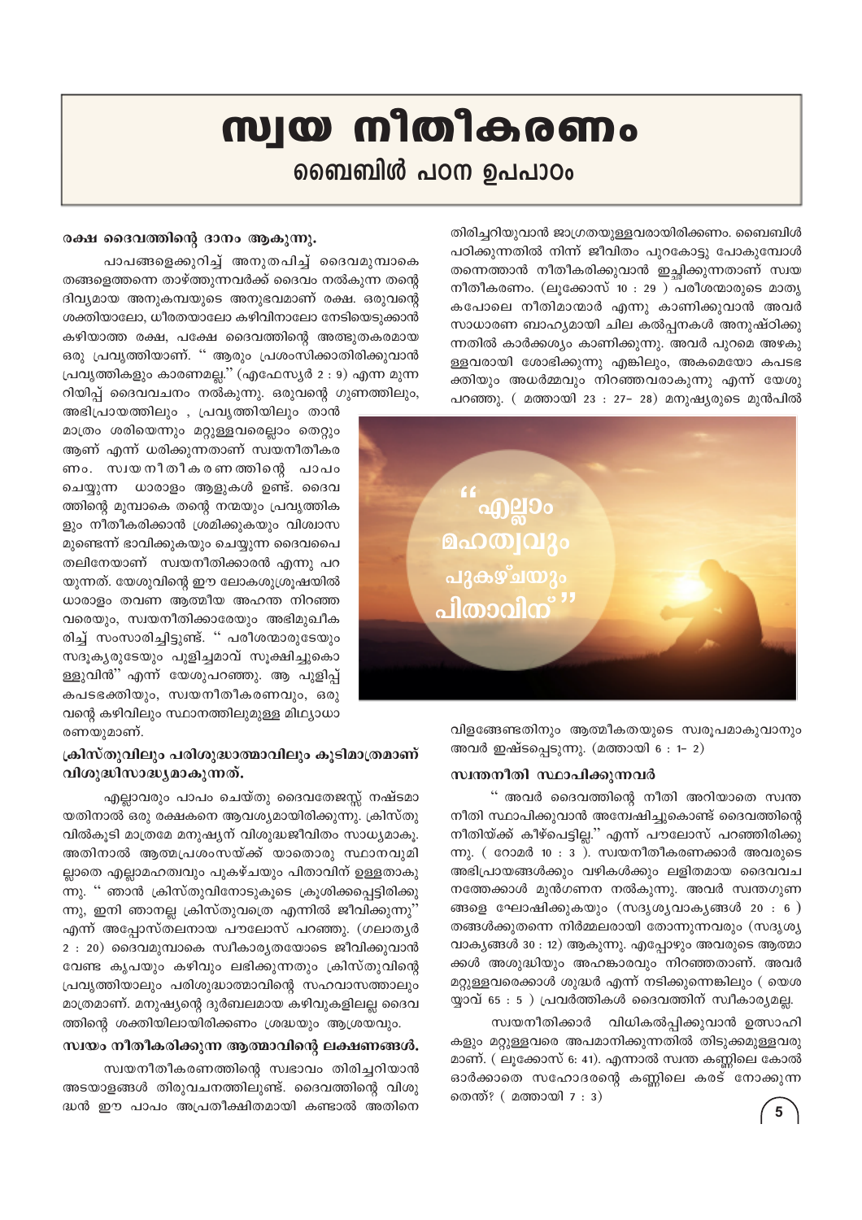# സ്വയ നീതീകരണം

## ബൈബിൾ പഠന ഉപപാഠം

### രക്ഷ ദൈവത്തിന്റെ ദാനം ആകുന്നു.

പാപങ്ങളെക്കുറിച്ച് അനുതപിച്ച് ദൈവമുമ്പാകെ തങ്ങളെത്തന്നെ താഴ്ത്തുന്നവർക്ക് ദൈവം നൽകുന്ന തന്റെ ദിവ്യമായ അനുകമ്പയുടെ അനുഭവമാണ് രക്ഷ. ഒരുവന്റെ ശക്തിയാലോ, ധീരതയാലോ കഴിവിനാലോ നേടിയെടുക്കാൻ കഴിയാത്ത രക്ഷ, പക്ഷേ ദൈവത്തിന്റെ അത്ഭുതകരമായ ഒരു പ്രവൃത്തിയാണ്. " ആരും പ്രശംസിക്കാതിരിക്കുവാൻ പ്രവൃത്തികളും കാരണമല്ല." (എഫേസ്യർ 2 : 9) എന്ന മുന്നറിയിപ്പ് ദൈവവചനം നൽകുന്നു. ഒരുവന്റെ ഗുണത്തിലും, അഭിപ്രായത്തിലും , പ്രവൃത്തിയിലും താൻ മാത്രം ശരിയെന്നും മറ്റുള്ളവരെല്ലാം തെറ്റും ആണ് എന്ന് ധരിക്കുന്നതാണ് സ്വയനീതീകരണം. സ്വയനീതീകരണത്തിന്റെ പാപം ചെയ്യുന്ന ധാരാളം ആളുകൾ ഉണ്ട്. ദൈവത്തിന്റെ മുമ്പാകെ തന്റെ നന്മയും പ്രവൃത്തികളും നീതീകരിക്കാൻ ശ്രമിക്കുകയും വിശ്വാസമുണ്ടെന്ന് ഭാവിക്കുകയും ചെയ്യുന്ന ദൈവപൈതലിനേയാണ് സ്വയനീതിക്കാരൻ എന്നു പറയുന്നത്. യേശുവിന്റെ ഈ ലോകശുശ്രൂഷയിൽ ധാരാളം തവണ ആത്മീയ അഹന്ത നിറഞ്ഞവരെയും, സ്വയനീതിക്കാരേയും അഭിമുഖീകരിച്ച് സംസാരിച്ചിട്ടുണ്ട്. " പരീശന്മാരുടേയും സദൂക്യരുടേയും പുളിച്ചമാവ് സൂക്ഷിച്ചുകൊള്ളുവിൻ" എന്ന് യേശുപറഞ്ഞു. ആ പുളിപ്പ് കപടഭക്തിയും, സ്വയനീതീകരണവും, ഒരുവന്റെ കഴിവിലും സ്ഥാനത്തിലുമുള്ള മിഥ്യാധാരണയുമാണ്.

### ക്രിസ്തുവിലും പരിശുദ്ധാത്മാവിലും കൂടിമാത്രമാണ് വിശുദ്ധിസാദ്ധ്യമാകുന്നത്.

എല്ലാവരും പാപം ചെയ്തു ദൈവതേജസ്സ് നഷ്ടമായതിനാൽ ഒരു രക്ഷകനെ ആവശ്യമായിരിക്കുന്നു. ക്രിസ്തുവിൽകൂടി മാത്രമേ മനുഷ്യന് വിശുദ്ധജീവിതം സാധ്യമാകൂ. അതിനാൽ ആത്മപ്രശംസയ്ക്ക് യാതൊരു സ്ഥാനവുമില്ലാതെ എല്ലാമഹത്വവും പുകഴ്ചയും പിതാവിന് ഉള്ളതാകുന്നു. " ഞാൻ ക്രിസ്തുവിനോടുകൂടെ ക്രൂശിക്കപ്പെട്ടിരിക്കുന്നു, ഇനി ഞാനല്ല ക്രിസ്തുവത്രെ എന്നിൽ ജീവിക്കുന്നു" എന്ന് അപ്പോസ്തലനായ പൗലോസ് പറഞ്ഞു. (ഗലാത്യർ 2 : 20) ദൈവമുമ്പാകെ സ്വീകാര്യതയോടെ ജീവിക്കുവാൻ വേണ്ട കൃപയും കഴിവും ലഭിക്കുന്നതും ക്രിസ്തുവിന്റെ പ്രവൃത്തിയാലും പരിശുദ്ധാത്മാവിന്റെ സഹവാസത്താലും മാത്രമാണ്. മനുഷ്യന്റെ ദുർബലമായ കഴിവുകളിലല്ല ദൈവത്തിന്റെ ശക്തിയിലായിരിക്കണം ശ്രദ്ധയും ആശ്രയവും.

### സ്വയം നീതീകരിക്കുന്ന ആത്മാവിന്റെ ലക്ഷണങ്ങൾ.

സ്വയനീതീകരണത്തിന്റെ സ്വഭാവം തിരിച്ചറിയാൻ അടയാളങ്ങൾ തിരുവചനത്തിലുണ്ട്. ദൈവത്തിന്റെ വിശുദ്ധൻ ഈ പാപം അപ്രതീക്ഷിതമായി കണ്ടാൽ അതിനെ തിരിച്ചറിയുവാൻ ജാഗ്രതയുള്ളവരായിരിക്കണം. ബൈബിൾ പഠിക്കുന്നതിൽ നിന്ന് ജീവിതം പുറകോട്ടു പോകുമ്പോൾ തന്നെത്താൻ നീതീകരിക്കുവാൻ ഇച്ഛിക്കുന്നതാണ് സ്വയനീതീകരണം. (ലൂക്കോസ് 10 : 29 ) പരീശന്മാരുടെ മാതൃകപോലെ നീതിമാന്മാർ എന്നു കാണിക്കുവാൻ അവർ സാധാരണ ബാഹ്യമായി ചില കൽപ്പനകൾ അനുഷ്ഠിക്കുന്നതിൽ കാർക്കശ്യം കാണിക്കുന്നു. അവർ പുറമെ അഴകുള്ളവരായി ശോഭിക്കുന്നു എങ്കിലും, അകമെയോ കപടഭക്തിയും അധർമ്മവും നിറഞ്ഞവരാകുന്നു എന്ന് യേശു പറഞ്ഞു. ( മത്തായി 23 : 27– 28) മനുഷ്യരുടെ മുൻപിൽ വിളങ്ങേണ്ടതിനും ആത്മീകതയുടെ സ്വരൂപമാകുവാനും അവർ ഇഷ്ടപ്പെടുന്നു. (മത്തായി 6 : 1– 2)

> " എല്ലാം മഹത്വവും പുകഴ്ചയും പിതാവിന് "

### സ്വന്തനീതി സ്ഥാപിക്കുന്നവർ

" അവർ ദൈവത്തിന്റെ നീതി അറിയാതെ സ്വന്ത നീതി സ്ഥാപിക്കുവാൻ അന്വേഷിച്ചുകൊണ്ട് ദൈവത്തിന്റെ നീതിയ്ക്ക് കീഴ്പെട്ടില്ല." എന്ന് പൗലോസ് പറഞ്ഞിരിക്കുന്നു. ( റോമർ 10 : 3 ). സ്വയനീതീകരണക്കാർ അവരുടെ അഭിപ്രായങ്ങൾക്കും വഴികൾക്കും ലളിതമായ ദൈവവചനത്തേക്കാൾ മുൻഗണന നൽകുന്നു. അവർ സ്വന്തഗുണങ്ങളെ ഘോഷിക്കുകയും (സദൃശ്യവാക്യങ്ങൾ 20 : 6 ) തങ്ങൾക്കുതന്നെ നിർമ്മലരായി തോന്നുന്നവരും (സദൃശ്യവാക്യങ്ങൾ 30 : 12) ആകുന്നു. എപ്പോഴും അവരുടെ ആത്മാക്കൾ അശുദ്ധിയും അഹങ്കാരവും നിറഞ്ഞതാണ്. അവർ മറ്റുള്ളവരെക്കാൾ ശുദ്ധർ എന്ന് നടിക്കുന്നെങ്കിലും ( യെശയ്യാവ് 65 : 5 ) പ്രവർത്തികൾ ദൈവത്തിന് സ്വീകാര്യമല്ല.

സ്വയനീതിക്കാർ വിധികൽപ്പിക്കുവാൻ ഉത്സാഹികളും മറ്റുള്ളവരെ അപമാനിക്കുന്നതിൽ തിടുക്കമുള്ളവരുമാണ്. ( ലൂക്കോസ് 6: 41). എന്നാൽ സ്വന്ത കണ്ണിലെ കോൽ ഓർക്കാതെ സഹോദരന്റെ കണ്ണിലെ കരട് നോക്കുന്നതെന്ത്? ( മത്തായി 7 : 3)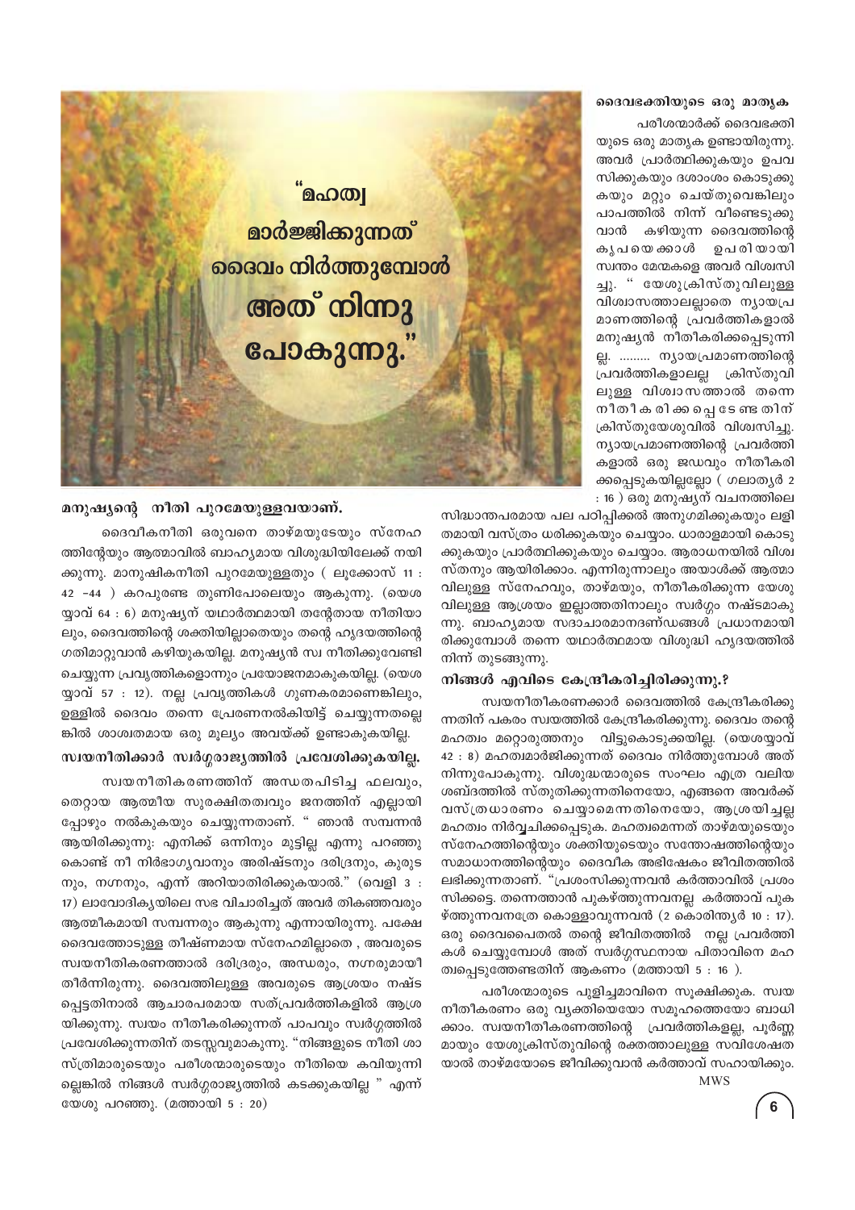"മഹത്വ മാർജ്ജിക്കുന്നത് ദൈവം നിർത്തുമ്പോൾ അത് നിന്നു പോകുന്നു."

### മനുഷ്യന്റെ നീതി പുറമേയുള്ളവയാണ്.

ദൈവീകനീതി ഒരുവനെ താഴ്മയുടേയും സ്നേഹത്തിന്റേയും ആത്മാവിൽ ബാഹ്യമായ വിശുദ്ധിയിലേക്ക് നയിക്കുന്നു. മാനുഷികനീതി പുറമേയുള്ളതും ( ലൂക്കോസ് 11 : 42 -44 ) കറപുരണ്ട തുണിപോലെയും ആകുന്നു. (യെശയ്യാവ് 64 : 6) മനുഷ്യന് യഥാർത്ഥമായി തന്റേതായ നീതിയാലും, ദൈവത്തിന്റെ ശക്തിയില്ലാതെയും തന്റെ ഹൃദയത്തിന്റെ ഗതിമാറ്റുവാൻ കഴിയുകയില്ല. മനുഷ്യൻ സ്വ നീതിക്കുവേണ്ടി ചെയ്യുന്ന പ്രവൃത്തികളൊന്നും പ്രയോജനമാകുകയില്ല. (യെശയ്യാവ് 57 : 12). നല്ല പ്രവൃത്തികൾ ഗുണകരമാണെങ്കിലും, ഉള്ളിൽ ദൈവം തന്നെ പ്രേരണനൽകിയിട്ട് ചെയ്യുന്നതല്ലെങ്കിൽ ശാശ്വതമായ ഒരു മൂല്യം അവയ്ക്ക് ഉണ്ടാകുകയില്ല.

### സ്വയനീതിക്കാർ സ്വർഗ്ഗരാജ്യത്തിൽ പ്രവേശിക്കുകയില്ല.

സ്വയനീതികരണത്തിന് അന്ധതപിടിച്ച ഫലവും, തെറ്റായ ആത്മീയ സുരക്ഷിതത്വവും ജനത്തിന് എല്ലായിപ്പോഴും നൽകുകയും ചെയ്യുന്നതാണ്. " ഞാൻ സമ്പന്നൻ ആയിരിക്കുന്നു: എനിക്ക് ഒന്നിനും മുട്ടില്ല എന്നു പറഞ്ഞുകൊണ്ട് നീ നിർഭാഗ്യവാനും അരിഷ്ടനും ദരിദ്രനും, കുരുടനും, നഗ്നനും, എന്ന് അറിയാതിരിക്കുകയാൽ." (വെളി 3 : 17) ലാവോദിക്യയിലെ സഭ വിചാരിച്ചത് അവർ തികഞ്ഞവരും ആത്മീകമായി സമ്പന്നരും ആകുന്നു എന്നായിരുന്നു. പക്ഷേ ദൈവത്തോടുള്ള തീക്ഷ്ണമായ സ്നേഹമില്ലാതെ , അവരുടെ സ്വയനീതികരണത്താൽ ദരിദ്രരും, അന്ധരും, നഗ്നരുമായി തീർന്നിരുന്നു. ദൈവത്തിലുള്ള അവരുടെ ആശ്രയം നഷ്ടപ്പെട്ടതിനാൽ ആചാരപരമായ സത്പ്രവർത്തികളിൽ ആശ്രയിക്കുന്നു. സ്വയം നീതീകരിക്കുന്നത് പാപവും സ്വർഗ്ഗത്തിൽ പ്രവേശിക്കുന്നതിന് തടസ്സവുമാകുന്നു. "നിങ്ങളുടെ നീതി ശാസ്ത്രിമാരുടെയും പരീശന്മാരുടെയും നീതിയെ കവിയുന്നില്ലെങ്കിൽ നിങ്ങൾ സ്വർഗ്ഗരാജ്യത്തിൽ കടക്കുകയില്ല " എന്ന് യേശു പറഞ്ഞു. (മത്തായി 5 : 20)

### ദൈവഭക്തിയുടെ ഒരു മാതൃക

പരീശന്മാർക്ക് ദൈവഭക്തിയുടെ ഒരു മാതൃക ഉണ്ടായിരുന്നു. അവർ പ്രാർത്ഥിക്കുകയും ഉപവസിക്കുകയും ദശാംശം കൊടുക്കുകയും മറ്റും ചെയ്തുവെങ്കിലും പാപത്തിൽ നിന്ന് വീണ്ടെടുക്കുവാൻ കഴിയുന്ന ദൈവത്തിന്റെ കൃപയെക്കാൾ ഉപരിയായി സ്വന്തം മേന്മകളെ അവർ വിശ്വസിച്ചു. " യേശുക്രിസ്തുവിലുള്ള വിശ്വാസത്താലല്ലാതെ ന്യായപ്രമാണത്തിന്റെ പ്രവർത്തികളാൽ മനുഷ്യൻ നീതീകരിക്കപ്പെടുന്നില്ല. ......... ന്യായപ്രമാണത്തിന്റെ പ്രവർത്തികളാലല്ല ക്രിസ്തുവിലുള്ള വിശ്വാസത്താൽ തന്നെ നീതീകരിക്കപ്പെടേണ്ടതിന് ക്രിസ്തുയേശുവിൽ വിശ്വസിച്ചു. ന്യായപ്രമാണത്തിന്റെ പ്രവർത്തികളാൽ ഒരു ജഡവും നീതീകരിക്കപ്പെടുകയില്ലല്ലോ ( ഗലാത്യർ 2 : 16 ) ഒരു മനുഷ്യന് വചനത്തിലെ സിദ്ധാന്തപരമായ പല പഠിപ്പിക്കൽ അനുഗമിക്കുകയും ലളിതമായി വസ്ത്രം ധരിക്കുകയും ചെയ്യാം. ധാരാളമായി കൊടുക്കുകയും പ്രാർത്ഥിക്കുകയും ചെയ്യാം. ആരാധനയിൽ വിശ്വസ്തനും ആയിരിക്കാം. എന്നിരുന്നാലും അയാൾക്ക് ആത്മാവിലുള്ള സ്നേഹവും, താഴ്മയും, നീതീകരിക്കുന്ന യേശുവിലുള്ള ആശ്രയം ഇല്ലാത്തതിനാലും സ്വർഗ്ഗം നഷ്ടമാകുന്നു. ബാഹ്യമായ സദാചാരമാനദണ്ഡങ്ങൾ പ്രധാനമായിരിക്കുമ്പോൾ തന്നെ യഥാർത്ഥമായ വിശുദ്ധി ഹൃദയത്തിൽ നിന്ന് തുടങ്ങുന്നു.

### നിങ്ങൾ എവിടെ കേന്ദ്രീകരിച്ചിരിക്കുന്നു.?

സ്വയനീതീകരണക്കാർ ദൈവത്തിൽ കേന്ദ്രീകരിക്കുന്നതിന് പകരം സ്വയത്തിൽ കേന്ദ്രീകരിക്കുന്നു. ദൈവം തന്റെ മഹത്വം മറ്റൊരുത്തനും വിട്ടുകൊടുക്കയില്ല. (യെശയ്യാവ് 42 : 8) മഹത്വമാർജ്ജിക്കുന്നത് ദൈവം നിർത്തുമ്പോൾ അത് നിന്നുപോകുന്നു. വിശുദ്ധന്മാരുടെ സംഘം എത്ര വലിയ ശബ്ദത്തിൽ സ്തുതിക്കുന്നതിനെയോ, എങ്ങനെ അവർക്ക് വസ്ത്രധാരണം ചെയ്യാമെന്നതിനെയോ, ആശ്രയിച്ചല്ല മഹത്വം നിർവ്വചിക്കപ്പെടുക. മഹത്വമെന്നത് താഴ്മയുടെയും സ്നേഹത്തിന്റെയും ശക്തിയുടെയും സന്തോഷത്തിന്റെയും സമാധാനത്തിന്റെയും ദൈവീക അഭിഷേകം ജീവിതത്തിൽ ലഭിക്കുന്നതാണ്. "പ്രശംസിക്കുന്നവൻ കർത്താവിൽ പ്രശംസിക്കട്ടെ. തന്നെത്താൻ പുകഴ്ത്തുന്നവനല്ല കർത്താവ് പുകഴ്ത്തുന്നവനത്രേ കൊള്ളാവുന്നവൻ (2 കൊരിന്ത്യർ 10 : 17). ഒരു ദൈവപൈതൽ തന്റെ ജീവിതത്തിൽ നല്ല പ്രവർത്തികൾ ചെയ്യുമ്പോൾ അത് സ്വർഗ്ഗസ്ഥനായ പിതാവിനെ മഹത്വപ്പെടുത്തേണ്ടതിന് ആകണം (മത്തായി 5 : 16 ).

പരീശന്മാരുടെ പുളിച്ചമാവിനെ സൂക്ഷിക്കുക. സ്വയനീതീകരണം ഒരു വ്യക്തിയെയോ സമൂഹത്തെയോ ബാധിക്കാം. സ്വയനീതീകരണത്തിന്റെ പ്രവർത്തികളല്ല, പൂർണ്ണമായും യേശുക്രിസ്തുവിന്റെ രക്തത്താലുള്ള സവിശേഷതയാൽ താഴ്മയോടെ ജീവിക്കുവാൻ കർത്താവ് സഹായിക്കും.

MWS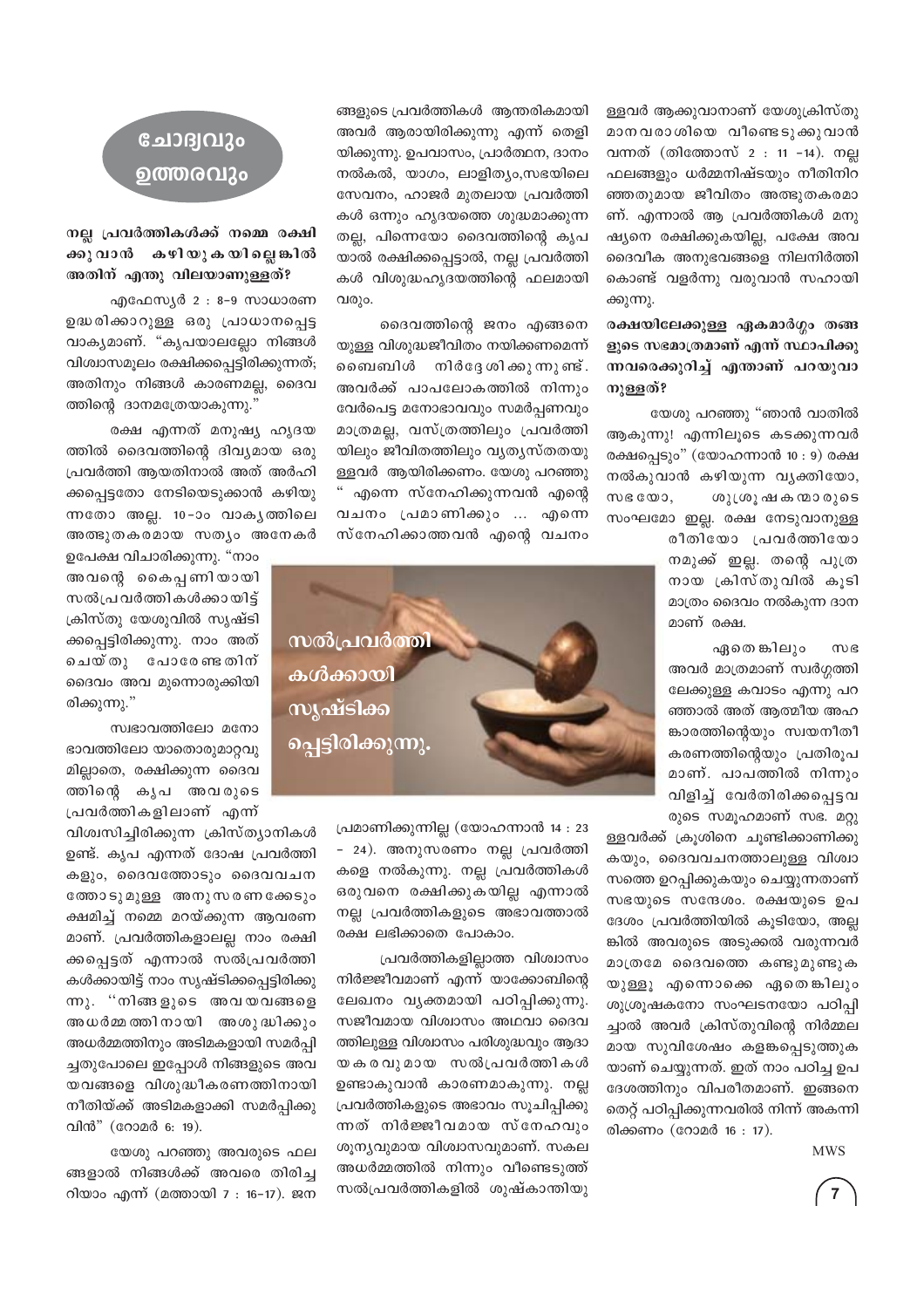# ചോദ്യവും ഉത്തരവും

**നല്ല പ്രവർത്തികൾക്ക് നമ്മെ രക്ഷിക്കുവാൻ കഴിയുകയില്ലെങ്കിൽ അതിന് എന്തു വിലയാണുള്ളത്?**

എഫേസ്യർ 2 : 8-9 സാധാരണ ഉദ്ധരിക്കാറുള്ള ഒരു പ്രാധാനപ്പെട്ട വാക്യമാണ്. "കൃപയാലല്ലോ നിങ്ങൾ വിശ്വാസമൂലം രക്ഷിക്കപ്പെട്ടിരിക്കുന്നത്; അതിനും നിങ്ങൾ കാരണമല്ല, ദൈവത്തിന്റെ ദാനമത്രേയാകുന്നു."

രക്ഷ എന്നത് മനുഷ്യ ഹൃദയത്തിൽ ദൈവത്തിന്റെ ദിവ്യമായ ഒരു പ്രവർത്തി ആയതിനാൽ അത് അർഹിക്കപ്പെട്ടതോ നേടിയെടുക്കാൻ കഴിയുന്നതോ അല്ല. 10-ാം വാക്യത്തിലെ അത്ഭുതകരമായ സത്യം അനേകർ ഉപേക്ഷ വിചാരിക്കുന്നു. "നാം അവന്റെ കൈപ്പണിയായി സൽപ്രവർത്തികൾക്കായിട്ട് ക്രിസ്തു യേശുവിൽ സൃഷ്ടിക്കപ്പെട്ടിരിക്കുന്നു. നാം അത് ചെയ്തു പോരേണ്ടതിന് ദൈവം അവ മുന്നൊരുക്കിയിരിക്കുന്നു."

സ്വഭാവത്തിലോ മനോഭാവത്തിലോ യാതൊരുമാറ്റവുമില്ലാതെ, രക്ഷിക്കുന്ന ദൈവത്തിന്റെ കൃപ അവരുടെ പ്രവർത്തികളിലാണ് എന്ന് വിശ്വസിച്ചിരിക്കുന്ന ക്രിസ്ത്യാനികൾ ഉണ്ട്. കൃപ എന്നത് ദോഷ പ്രവർത്തികളും, ദൈവത്തോടും ദൈവവചനത്തോടുമുള്ള അനുസരണക്കേടും ക്ഷമിച്ച് നമ്മെ മറയ്ക്കുന്ന ആവരണമാണ്. പ്രവർത്തികളാലല്ല നാം രക്ഷിക്കപ്പെട്ടത് എന്നാൽ സൽപ്രവർത്തികൾക്കായിട്ട് നാം സൃഷ്ടിക്കപ്പെട്ടിരിക്കുന്നു. "നിങ്ങളുടെ അവയവങ്ങളെ അധർമ്മത്തിനായി അശുദ്ധിക്കും അധർമ്മത്തിനും അടിമകളായി സമർപ്പിച്ചതുപോലെ ഇപ്പോൾ നിങ്ങളുടെ അവയവങ്ങളെ വിശുദ്ധീകരണത്തിനായി നീതിയ്ക്ക് അടിമകളാക്കി സമർപ്പിക്കുവിൻ" (റോമർ 6: 19).

യേശു പറഞ്ഞു അവരുടെ ഫലങ്ങളാൽ നിങ്ങൾക്ക് അവരെ തിരിച്ചറിയാം എന്ന് (മത്തായി 7 : 16-17). ജനങ്ങളുടെ പ്രവർത്തികൾ ആന്തരികമായി അവർ ആരായിരിക്കുന്നു എന്ന് തെളിയിക്കുന്നു. ഉപവാസം, പ്രാർത്ഥന, ദാനം നൽകൽ, യാഗം, ലാളിത്യം,സഭയിലെ സേവനം, ഹാജർ മുതലായ പ്രവർത്തികൾ ഒന്നും ഹൃദയത്തെ ശുദ്ധമാക്കുന്നതല്ല, പിന്നെയോ ദൈവത്തിന്റെ കൃപയാൽ രക്ഷിക്കപ്പെട്ടാൽ, നല്ല പ്രവർത്തികൾ വിശുദ്ധഹൃദയത്തിന്റെ ഫലമായി വരും.

ദൈവത്തിന്റെ ജനം എങ്ങനെയുള്ള വിശുദ്ധജീവിതം നയിക്കണമെന്ന് ബൈബിൾ നിർദ്ദേശിക്കുന്നുണ്ട്. അവർക്ക് പാപലോകത്തിൽ നിന്നും വേർപെട്ട മനോഭാവവും സമർപ്പണവും മാത്രമല്ല, വസ്ത്രത്തിലും പ്രവർത്തിയിലും ജീവിതത്തിലും വ്യത്യസ്തതയുള്ളവർ ആയിരിക്കണം. യേശു പറഞ്ഞു " എന്നെ സ്നേഹിക്കുന്നവൻ എന്റെ വചനം പ്രമാണിക്കും ... എന്നെ സ്നേഹിക്കാത്തവൻ എന്റെ വചനം പ്രമാണിക്കുന്നില്ല (യോഹന്നാൻ 14 : 23 - 24). അനുസരണം നല്ല പ്രവർത്തികളെ നൽകുന്നു. നല്ല പ്രവർത്തികൾ ഒരുവനെ രക്ഷിക്കുകയില്ല എന്നാൽ നല്ല പ്രവർത്തികളുടെ അഭാവത്താൽ രക്ഷ ലഭിക്കാതെ പോകാം.

സൽപ്രവർത്തികൾക്കായി സൃഷ്ടിക്കപ്പെട്ടിരിക്കുന്നു.

പ്രവർത്തികളില്ലാത്ത വിശ്വാസം നിർജ്ജീവമാണ് എന്ന് യാക്കോബിന്റെ ലേഖനം വ്യക്തമായി പഠിപ്പിക്കുന്നു. സജീവമായ വിശ്വാസം അഥവാ ദൈവത്തിലുള്ള വിശ്വാസം പരിശുദ്ധവും ആദായകരവുമായ സൽപ്രവർത്തികൾ ഉണ്ടാകുവാൻ കാരണമാകുന്നു. നല്ല പ്രവർത്തികളുടെ അഭാവം സൂചിപ്പിക്കുന്നത് നിർജ്ജീവമായ സ്നേഹവും ശൂന്യവുമായ വിശ്വാസവുമാണ്. സകല അധർമ്മത്തിൽ നിന്നും വീണ്ടെടുത്ത് സൽപ്രവർത്തികളിൽ ശുഷ്കാന്തിയുള്ളവർ ആക്കുവാനാണ് യേശുക്രിസ്തു മാനവരാശിയെ വീണ്ടെടുക്കുവാൻ വന്നത് (തീത്തോസ് 2 : 11 -14). നല്ല ഫലങ്ങളും ധർമ്മനിഷ്ടയും നീതിനിറഞ്ഞതുമായ ജീവിതം അത്ഭുതകരമാണ്. എന്നാൽ ആ പ്രവർത്തികൾ മനുഷ്യനെ രക്ഷിക്കുകയില്ല, പക്ഷേ അവ ദൈവീക അനുഭവങ്ങളെ നിലനിർത്തികൊണ്ട് വളർന്നു വരുവാൻ സഹായിക്കുന്നു.

**രക്ഷയിലേക്കുള്ള ഏകമാർഗ്ഗം തങ്ങളുടെ സഭമാത്രമാണ് എന്ന് സ്ഥാപിക്കുന്നവരെക്കുറിച്ച് എന്താണ് പറയുവാനുള്ളത്?**

യേശു പറഞ്ഞു "ഞാൻ വാതിൽ ആകുന്നു! എന്നിലൂടെ കടക്കുന്നവർ രക്ഷപ്പെടും" (യോഹന്നാൻ 10 : 9) രക്ഷ നൽകുവാൻ കഴിയുന്ന വ്യക്തിയോ, സഭയോ, ശുശ്രൂഷകന്മാരുടെ സംഘമോ ഇല്ല. രക്ഷ നേടുവാനുള്ള രീതിയോ പ്രവർത്തിയോ നമുക്ക് ഇല്ല. തന്റെ പുത്രനായ ക്രിസ്തുവിൽ കൂടി മാത്രം ദൈവം നൽകുന്ന ദാനമാണ് രക്ഷ.

ഏതെങ്കിലും സഭ അവർ മാത്രമാണ് സ്വർഗ്ഗത്തിലേക്കുള്ള കവാടം എന്നു പറഞ്ഞാൽ അത് ആത്മീയ അഹങ്കാരത്തിന്റെയും സ്വയനീതീകരണത്തിന്റെയും പ്രതിരൂപമാണ്. പാപത്തിൽ നിന്നും വിളിച്ച് വേർതിരിക്കപ്പെട്ടവരുടെ സമൂഹമാണ് സഭ. മറ്റുള്ളവർക്ക് ക്രൂശിനെ ചൂണ്ടിക്കാണിക്കുകയും, ദൈവവചനത്താലുള്ള വിശ്വാസത്തെ ഉറപ്പിക്കുകയും ചെയ്യുന്നതാണ് സഭയുടെ സന്ദേശം. രക്ഷയുടെ ഉപദേശം പ്രവർത്തിയിൽ കൂടിയോ, അല്ലങ്കിൽ അവരുടെ അടുക്കൽ വരുന്നവർ മാത്രമേ ദൈവത്തെ കണ്ടുമുണ്ടുകയുള്ളൂ എന്നൊക്കെ ഏതെങ്കിലും ശുശ്രൂഷകനോ സംഘടനയോ പഠിപ്പിച്ചാൽ അവർ ക്രിസ്തുവിന്റെ നിർമ്മലമായ സുവിശേഷം കളങ്കപ്പെടുത്തുകയാണ് ചെയ്യുന്നത്. ഇത് നാം പഠിച്ച ഉപദേശത്തിനും വിപരീതമാണ്. ഇങ്ങനെ തെറ്റ് പഠിപ്പിക്കുന്നവരിൽ നിന്ന് അകന്നിരിക്കണം (റോമർ 16 : 17).

MWS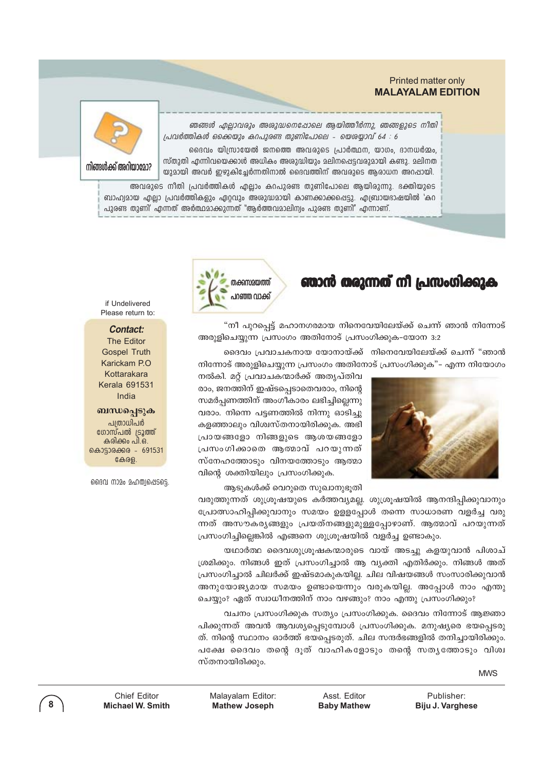Printed matter only
**MALAYALAM EDITION**

**നിങ്ങൾക്ക് അറിയാമോ?**

*ഞങ്ങൾ എല്ലാവരും അശുദ്ധനെപ്പോലെ ആയിത്തീർന്നു, ഞങ്ങളുടെ നീതി പ്രവർത്തികൾ ഒക്കെയും കറപുരണ്ട തുണിപോലെ - യെശയ്യാവ് 64 : 6*

ദൈവം യിസ്രായേൽ ജനത്തെ അവരുടെ പ്രാർത്ഥന, യാഗം, ദാനധർമ്മം, സ്തുതി എന്നിവയെക്കാൾ അധികം അശുദ്ധിയും മലിനപ്പെട്ടവരുമായി കണ്ടു. മലിനതയുമായി അവർ ഇഴുകിച്ചേർന്നതിനാൽ ദൈവത്തിന് അവരുടെ ആരാധന അറപ്പായി.

അവരുടെ നീതി പ്രവർത്തികൾ എല്ലാം കറപുരണ്ട തുണിപോലെ ആയിരുന്നു. ഭക്തിയുടെ ബാഹ്യമായ എല്ലാ പ്രവർത്തികളും ഏറ്റവും അശുദ്ധമായി കണക്കാക്കപ്പെട്ടു. എബ്രായഭാഷയിൽ 'കറ പുരണ്ട തുണി' എന്നത് അർത്ഥമാക്കുന്നത് "ആർത്തവമാലിന്യം പുരണ്ട തുണി" എന്നാണ്.

തക്കസമയത്ത് പറഞ്ഞ വാക്ക്

# ഞാൻ തരുന്നത് നീ പ്രസംഗിക്കുക

"നീ പുറപ്പെട്ട് മഹാനഗരമായ നിനെവേയിലേയ്ക്ക് ചെന്ന് ഞാൻ നിന്നോട് അരുളിച്ചെയ്യുന്ന പ്രസംഗം അതിനോട് പ്രസംഗിക്കുക-യോന 3:2

ദൈവം പ്രവാചകനായ യോനായ്ക്ക് നിനെവേയിലേയ്ക്ക് ചെന്ന് "ഞാൻ നിന്നോട് അരുളിചെയ്യുന്ന പ്രസംഗം അതിനോട് പ്രസംഗിക്കുക"- എന്ന നിയോഗം നൽകി. മറ്റ് പ്രവാചകന്മാർക്ക് അതൃപ്തിവരാം, ജനത്തിന് ഇഷ്ടപ്പെടാതെവരാം, നിന്റെ സമർപ്പണത്തിന് അംഗീകാരം ലഭിച്ചില്ലെന്നു വരാം. നിന്നെ പട്ടണത്തിൽ നിന്നു ഓടിച്ചുകളഞ്ഞാലും വിശ്വസ്തനായിരിക്കുക. അഭിപ്രായങ്ങളോ നിങ്ങളുടെ ആശയങ്ങളോ പ്രസംഗിക്കാതെ ആത്മാവ് പറയുന്നത് സ്നേഹത്തോടും വിനയത്തോടും ആത്മാവിന്റെ ശക്തിയിലും പ്രസംഗിക്കുക.

ആടുകൾക്ക് വെറുതെ സുഖാനുഭൂതി വരുത്തുന്നത് ശുശ്രൂഷയുടെ കർത്തവ്യമല്ല. ശുശ്രൂഷയിൽ ആനന്ദിപ്പിക്കുവാനും പ്രോത്സാഹിപ്പിക്കുവാനും സമയം ഉള്ളപ്പോൾ തന്നെ സാധാരണ വളർച്ച വരുന്നത് അസൗകര്യങ്ങളും പ്രയത്നങ്ങളുമുള്ളപ്പോഴാണ്. ആത്മാവ് പറയുന്നത് പ്രസംഗിച്ചില്ലെങ്കിൽ എങ്ങനെ ശുശ്രൂഷയിൽ വളർച്ച ഉണ്ടാകും.

യഥാർത്ഥ ദൈവശുശ്രൂഷകന്മാരുടെ വായ് അടച്ചു കളയുവാൻ പിശാച് ശ്രമിക്കും. നിങ്ങൾ ഇത് പ്രസംഗിച്ചാൽ ആ വ്യക്തി എതിർക്കും. നിങ്ങൾ അത് പ്രസംഗിച്ചാൽ ചിലർക്ക് ഇഷ്ടമാകുകയില്ല. ചില വിഷയങ്ങൾ സംസാരിക്കുവാൻ അനുയോജ്യമായ സമയം ഉണ്ടായെന്നും വരുകയില്ല. അപ്പോൾ നാം എന്തു ചെയ്യും? ഏത് സ്വാധീനത്തിന് നാം വഴങ്ങും? നാം എന്തു പ്രസംഗിക്കും?

വചനം പ്രസംഗിക്കുക സത്യം പ്രസംഗിക്കുക. ദൈവം നിന്നോട് ആജ്ഞാപിക്കുന്നത് അവൻ ആവശ്യപ്പെടുമ്പോൾ പ്രസംഗിക്കുക. മനുഷ്യരെ ഭയപ്പെടരുത്. നിന്റെ സ്ഥാനം ഓർത്ത് ഭയപ്പെടരുത്. ചില സന്ദർഭങ്ങളിൽ തനിച്ചായിരിക്കും. പക്ഷേ ദൈവം തന്റെ ദൂത് വാഹികളോടും തന്റെ സത്യത്തോടും വിശ്വസ്തനായിരിക്കും.

MWS

if Undelivered
Please return to:

***Contact:***
The Editor
Gospel Truth
Karickam P.O
Kottarakara
Kerala 691531
India

**ബന്ധപ്പെടുക**
പത്രാധിപർ
ഗോസ്പൽ ട്രൂത്ത്
കരിക്കം പി.ഒ.
കൊട്ടാരക്കര - 691531
കേരള.

ദൈവ നാമം മഹത്വപ്പെടട്ടെ.

Chief Editor
**Michael W. Smith**

Malayalam Editor:
**Mathew Joseph**

Asst. Editor
**Baby Mathew**

Publisher:
**Biju J. Varghese**